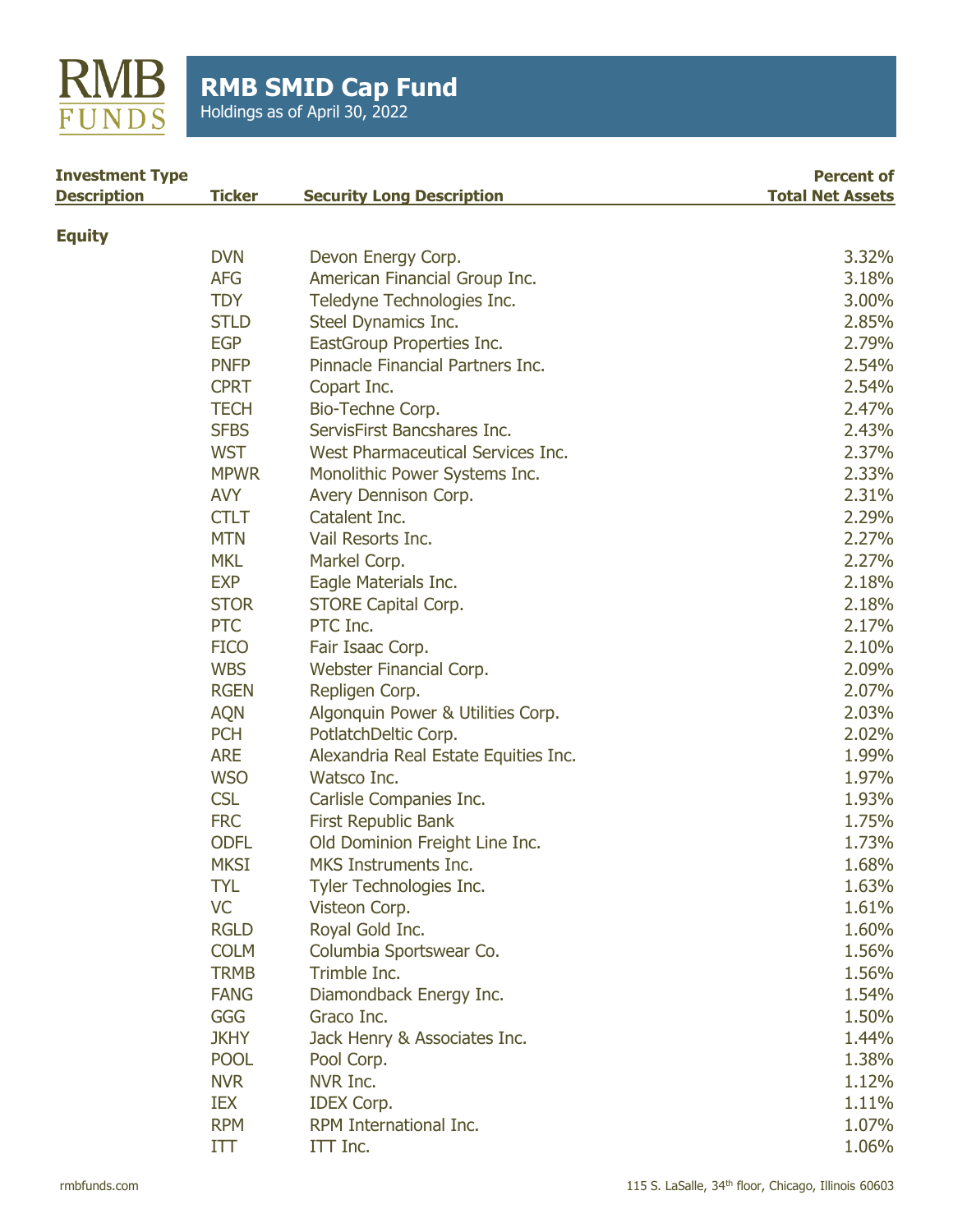# RMB SMID Cap Fund

Holdings as of April 30, 2022

| Investment Type Description | Ticker | Security Long Description | Percent of Total Net Assets |
|---|---|---|---|
| **Equity** | | | |
| | DVN | Devon Energy Corp. | 3.32% |
| | AFG | American Financial Group Inc. | 3.18% |
| | TDY | Teledyne Technologies Inc. | 3.00% |
| | STLD | Steel Dynamics Inc. | 2.85% |
| | EGP | EastGroup Properties Inc. | 2.79% |
| | PNFP | Pinnacle Financial Partners Inc. | 2.54% |
| | CPRT | Copart Inc. | 2.54% |
| | TECH | Bio-Techne Corp. | 2.47% |
| | SFBS | ServisFirst Bancshares Inc. | 2.43% |
| | WST | West Pharmaceutical Services Inc. | 2.37% |
| | MPWR | Monolithic Power Systems Inc. | 2.33% |
| | AVY | Avery Dennison Corp. | 2.31% |
| | CTLT | Catalent Inc. | 2.29% |
| | MTN | Vail Resorts Inc. | 2.27% |
| | MKL | Markel Corp. | 2.27% |
| | EXP | Eagle Materials Inc. | 2.18% |
| | STOR | STORE Capital Corp. | 2.18% |
| | PTC | PTC Inc. | 2.17% |
| | FICO | Fair Isaac Corp. | 2.10% |
| | WBS | Webster Financial Corp. | 2.09% |
| | RGEN | Repligen Corp. | 2.07% |
| | AQN | Algonquin Power & Utilities Corp. | 2.03% |
| | PCH | PotlatchDeltic Corp. | 2.02% |
| | ARE | Alexandria Real Estate Equities Inc. | 1.99% |
| | WSO | Watsco Inc. | 1.97% |
| | CSL | Carlisle Companies Inc. | 1.93% |
| | FRC | First Republic Bank | 1.75% |
| | ODFL | Old Dominion Freight Line Inc. | 1.73% |
| | MKSI | MKS Instruments Inc. | 1.68% |
| | TYL | Tyler Technologies Inc. | 1.63% |
| | VC | Visteon Corp. | 1.61% |
| | RGLD | Royal Gold Inc. | 1.60% |
| | COLM | Columbia Sportswear Co. | 1.56% |
| | TRMB | Trimble Inc. | 1.56% |
| | FANG | Diamondback Energy Inc. | 1.54% |
| | GGG | Graco Inc. | 1.50% |
| | JKHY | Jack Henry & Associates Inc. | 1.44% |
| | POOL | Pool Corp. | 1.38% |
| | NVR | NVR Inc. | 1.12% |
| | IEX | IDEX Corp. | 1.11% |
| | RPM | RPM International Inc. | 1.07% |
| | ITT | ITT Inc. | 1.06% |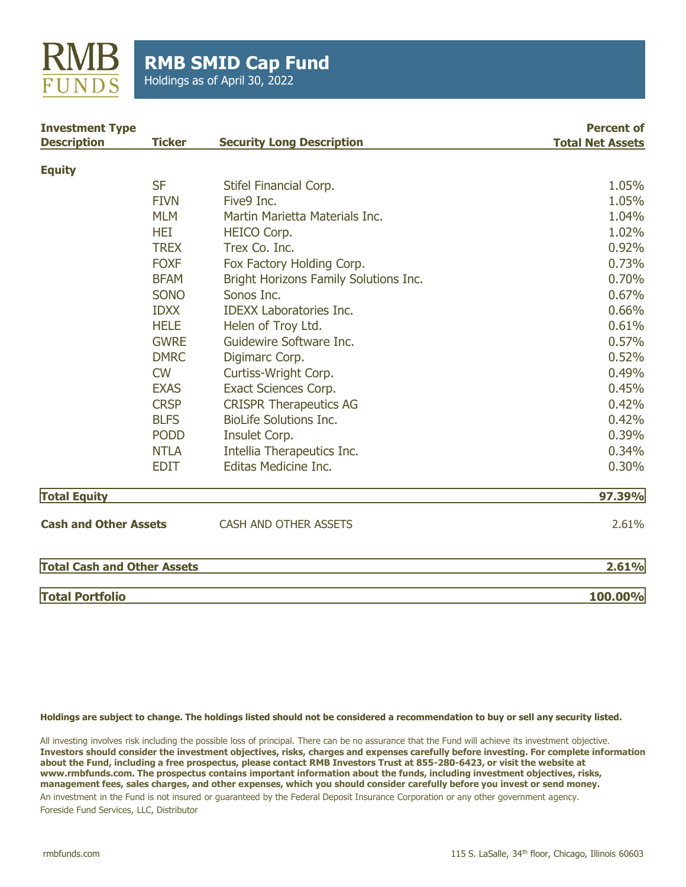# RMB SMID Cap Fund

Holdings as of April 30, 2022

| Investment Type Description | Ticker | Security Long Description | Percent of Total Net Assets |
|---|---|---|---|
| **Equity** | | | |
| | SF | Stifel Financial Corp. | 1.05% |
| | FIVN | Five9 Inc. | 1.05% |
| | MLM | Martin Marietta Materials Inc. | 1.04% |
| | HEI | HEICO Corp. | 1.02% |
| | TREX | Trex Co. Inc. | 0.92% |
| | FOXF | Fox Factory Holding Corp. | 0.73% |
| | BFAM | Bright Horizons Family Solutions Inc. | 0.70% |
| | SONO | Sonos Inc. | 0.67% |
| | IDXX | IDEXX Laboratories Inc. | 0.66% |
| | HELE | Helen of Troy Ltd. | 0.61% |
| | GWRE | Guidewire Software Inc. | 0.57% |
| | DMRC | Digimarc Corp. | 0.52% |
| | CW | Curtiss-Wright Corp. | 0.49% |
| | EXAS | Exact Sciences Corp. | 0.45% |
| | CRSP | CRISPR Therapeutics AG | 0.42% |
| | BLFS | BioLife Solutions Inc. | 0.42% |
| | PODD | Insulet Corp. | 0.39% |
| | NTLA | Intellia Therapeutics Inc. | 0.34% |
| | EDIT | Editas Medicine Inc. | 0.30% |
| **Total Equity** | | | **97.39%** |
| **Cash and Other Assets** | | CASH AND OTHER ASSETS | 2.61% |
| **Total Cash and Other Assets** | | | **2.61%** |
| **Total Portfolio** | | | **100.00%** |

**Holdings are subject to change. The holdings listed should not be considered a recommendation to buy or sell any security listed.**

All investing involves risk including the possible loss of principal. There can be no assurance that the Fund will achieve its investment objective. **Investors should consider the investment objectives, risks, charges and expenses carefully before investing. For complete information about the Fund, including a free prospectus, please contact RMB Investors Trust at 855-280-6423, or visit the website at www.rmbfunds.com. The prospectus contains important information about the funds, including investment objectives, risks, management fees, sales charges, and other expenses, which you should consider carefully before you invest or send money.**
An investment in the Fund is not insured or guaranteed by the Federal Deposit Insurance Corporation or any other government agency.
Foreside Fund Services, LLC, Distributor

rmbfunds.com

115 S. LaSalle, 34th floor, Chicago, Illinois 60603